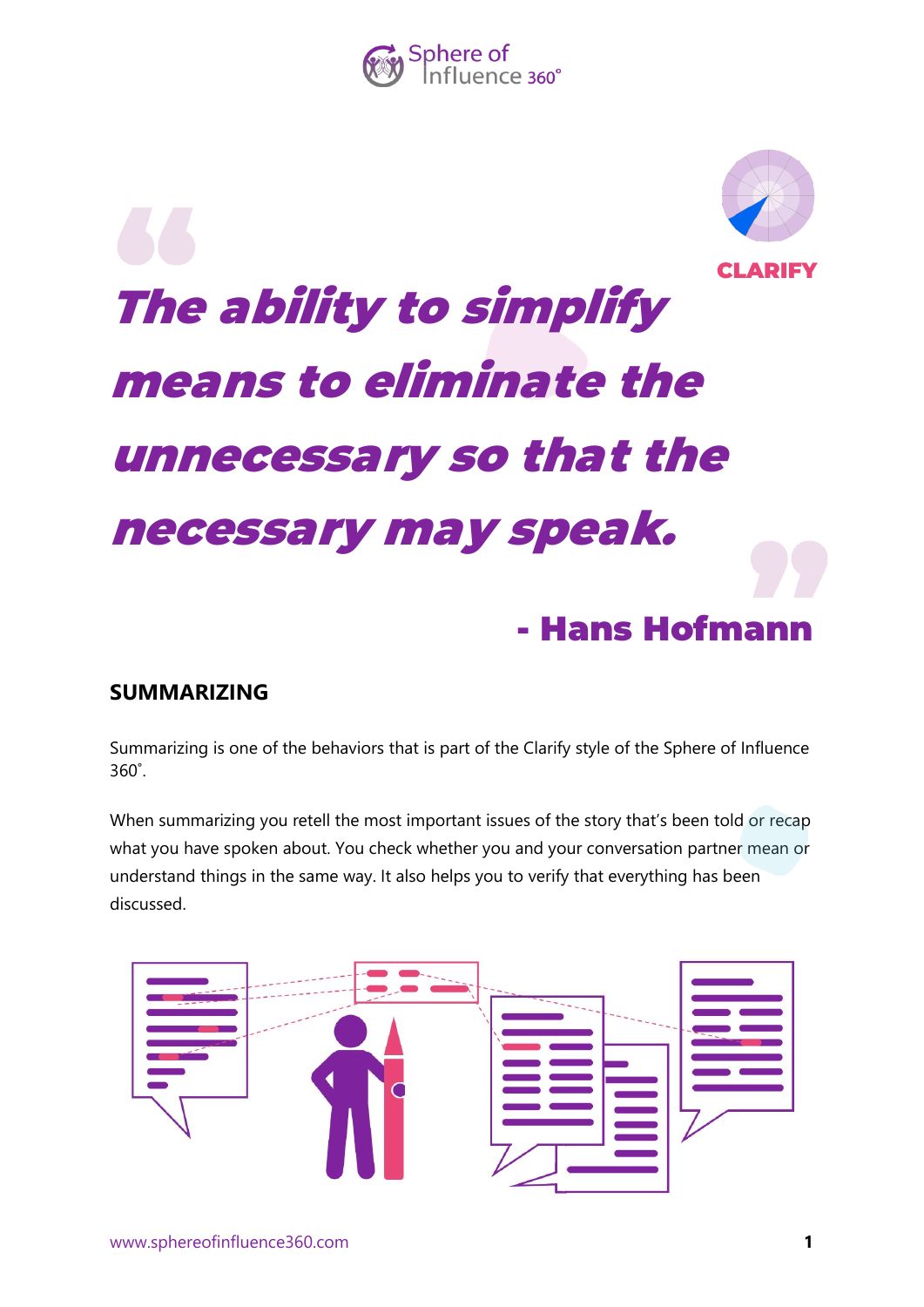CLARIFY

> ***The ability to simplify means to eliminate the unnecessary so that the necessary may speak.***
>
> **- Hans Hofmann**

## SUMMARIZING

Summarizing is one of the behaviors that is part of the Clarify style of the Sphere of Influence 360˚.

When summarizing you retell the most important issues of the story that's been told or recap what you have spoken about. You check whether you and your conversation partner mean or understand things in the same way. It also helps you to verify that everything has been discussed.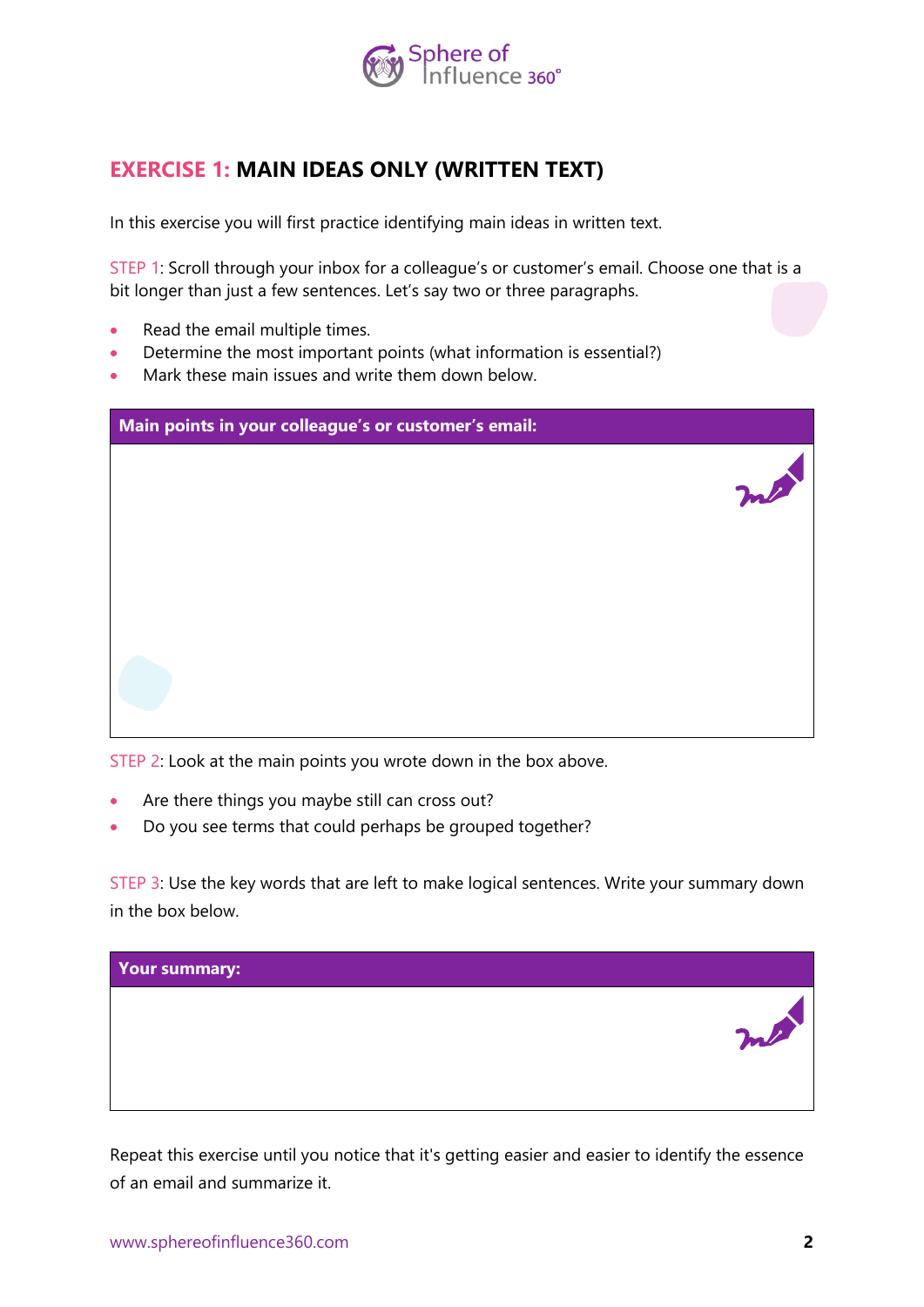## EXERCISE 1: MAIN IDEAS ONLY (WRITTEN TEXT)

In this exercise you will first practice identifying main ideas in written text.

STEP 1: Scroll through your inbox for a colleague's or customer's email. Choose one that is a bit longer than just a few sentences. Let's say two or three paragraphs.

- Read the email multiple times.
- Determine the most important points (what information is essential?)
- Mark these main issues and write them down below.

| **Main points in your colleague's or customer's email:** |
| --- |
| |

STEP 2: Look at the main points you wrote down in the box above.

- Are there things you maybe still can cross out?
- Do you see terms that could perhaps be grouped together?

STEP 3: Use the key words that are left to make logical sentences. Write your summary down in the box below.

| **Your summary:** |
| --- |
| |

Repeat this exercise until you notice that it's getting easier and easier to identify the essence of an email and summarize it.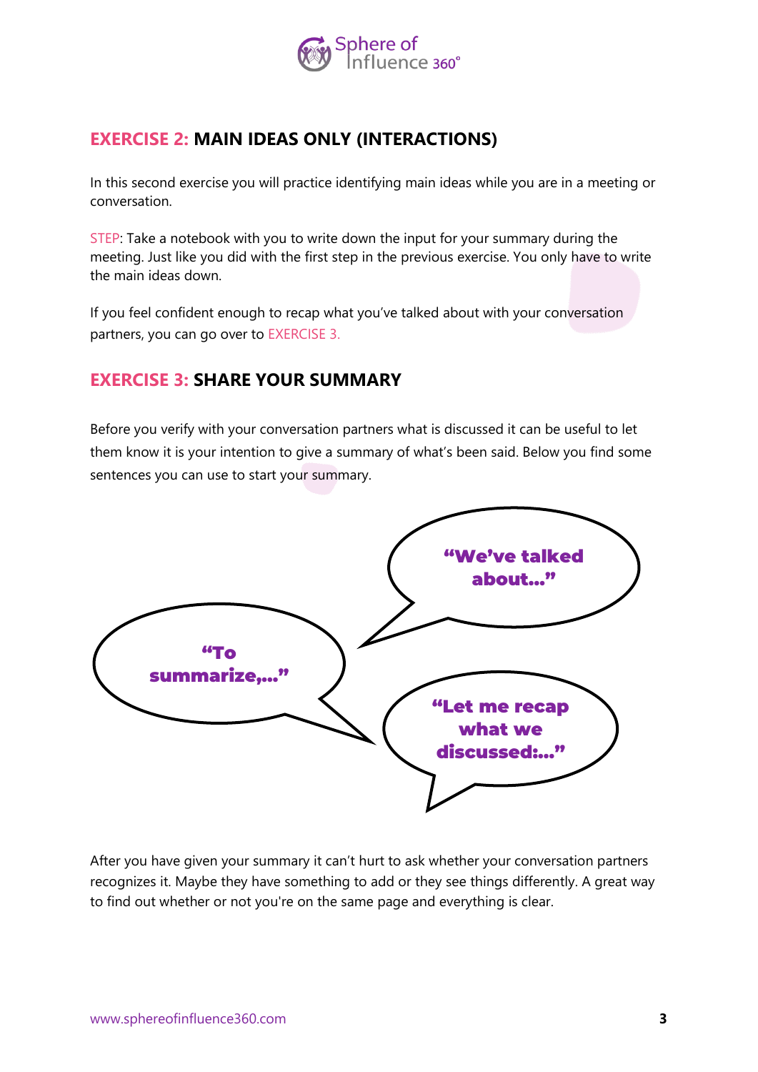## EXERCISE 2: MAIN IDEAS ONLY (INTERACTIONS)

In this second exercise you will practice identifying main ideas while you are in a meeting or conversation.

STEP: Take a notebook with you to write down the input for your summary during the meeting. Just like you did with the first step in the previous exercise. You only have to write the main ideas down.

If you feel confident enough to recap what you've talked about with your conversation partners, you can go over to EXERCISE 3.

## EXERCISE 3: SHARE YOUR SUMMARY

Before you verify with your conversation partners what is discussed it can be useful to let them know it is your intention to give a summary of what's been said. Below you find some sentences you can use to start your summary.

**"We've talked about..."**

**"To summarize,..."**

**"Let me recap what we discussed:..."**

After you have given your summary it can't hurt to ask whether your conversation partners recognizes it. Maybe they have something to add or they see things differently. A great way to find out whether or not you're on the same page and everything is clear.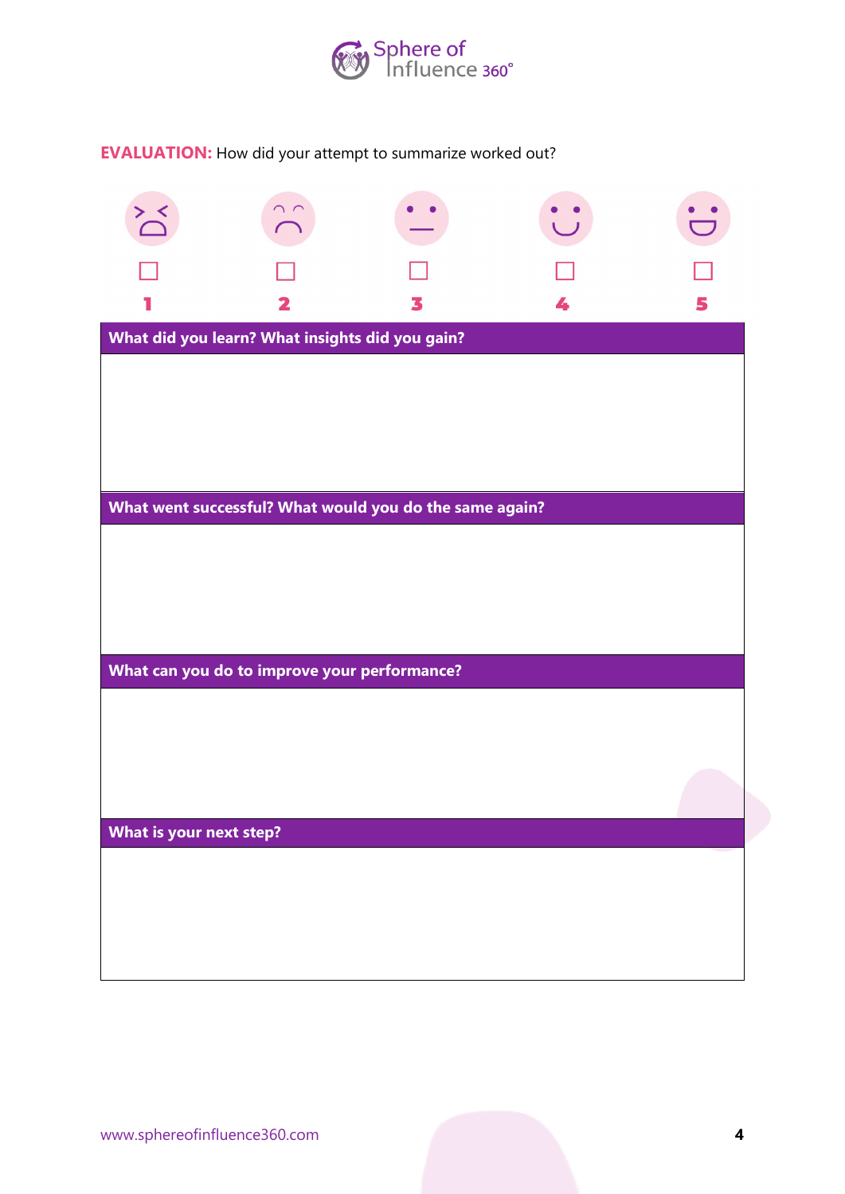**EVALUATION:** How did your attempt to summarize worked out?

| ☐ | ☐ | ☐ | ☐ | ☐ |
|---|---|---|---|---|
| 1 | 2 | 3 | 4 | 5 |

| What did you learn? What insights did you gain? |
|---|
| |

| What went successful? What would you do the same again? |
|---|
| |

| What can you do to improve your performance? |
|---|
| |

| What is your next step? |
|---|
| |